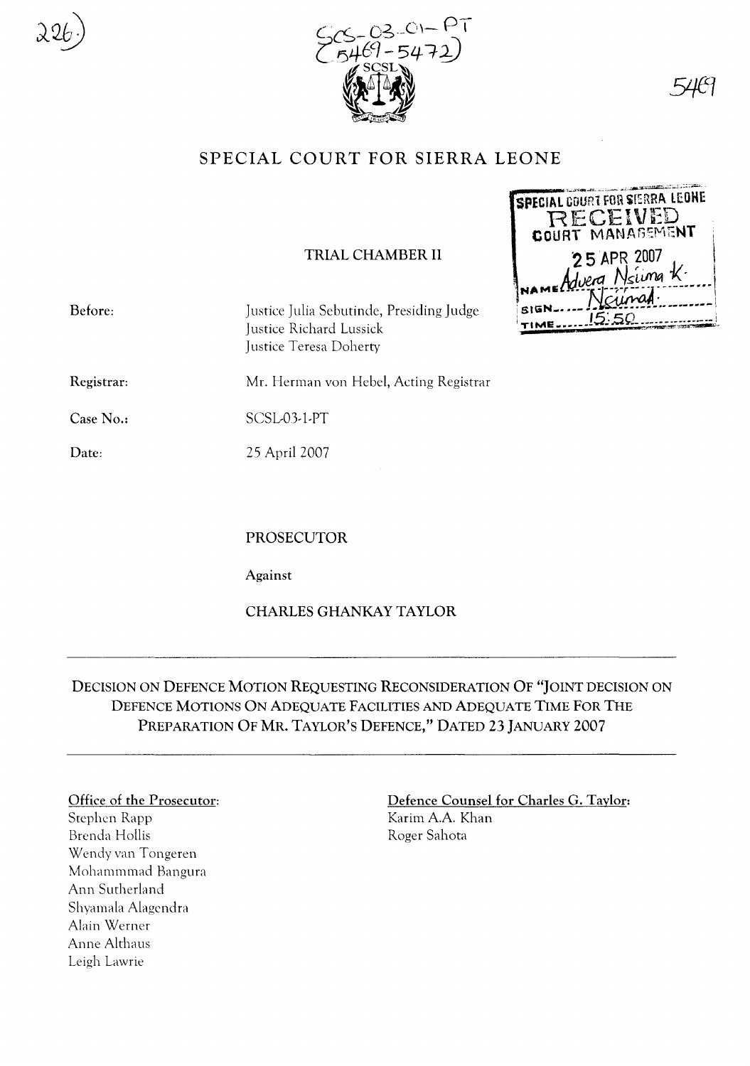# SPECIAL COURT FOR SIERRA LEONE

## TRIAL CHAMBER II

**Before:** Justice Julia Sebutinde, Presiding Judge
Justice Richard Lussick
Justice Teresa Doherty

**Registrar:** Mr. Herman von Hebel, Acting Registrar

**Case No.:** SCSL-03-1-PT

**Date:** 25 April 2007

PROSECUTOR

Against

CHARLES GHANKAY TAYLOR

---

DECISION ON DEFENCE MOTION REQUESTING RECONSIDERATION OF "JOINT DECISION ON DEFENCE MOTIONS ON ADEQUATE FACILITIES AND ADEQUATE TIME FOR THE PREPARATION OF MR. TAYLOR'S DEFENCE," DATED 23 JANUARY 2007

---

Office of the Prosecutor:
Stephen Rapp
Brenda Hollis
Wendy van Tongeren
Mohammmad Bangura
Ann Sutherland
Shyamala Alagendra
Alain Werner
Anne Althaus
Leigh Lawrie

Defence Counsel for Charles G. Taylor:
Karim A.A. Khan
Roger Sahota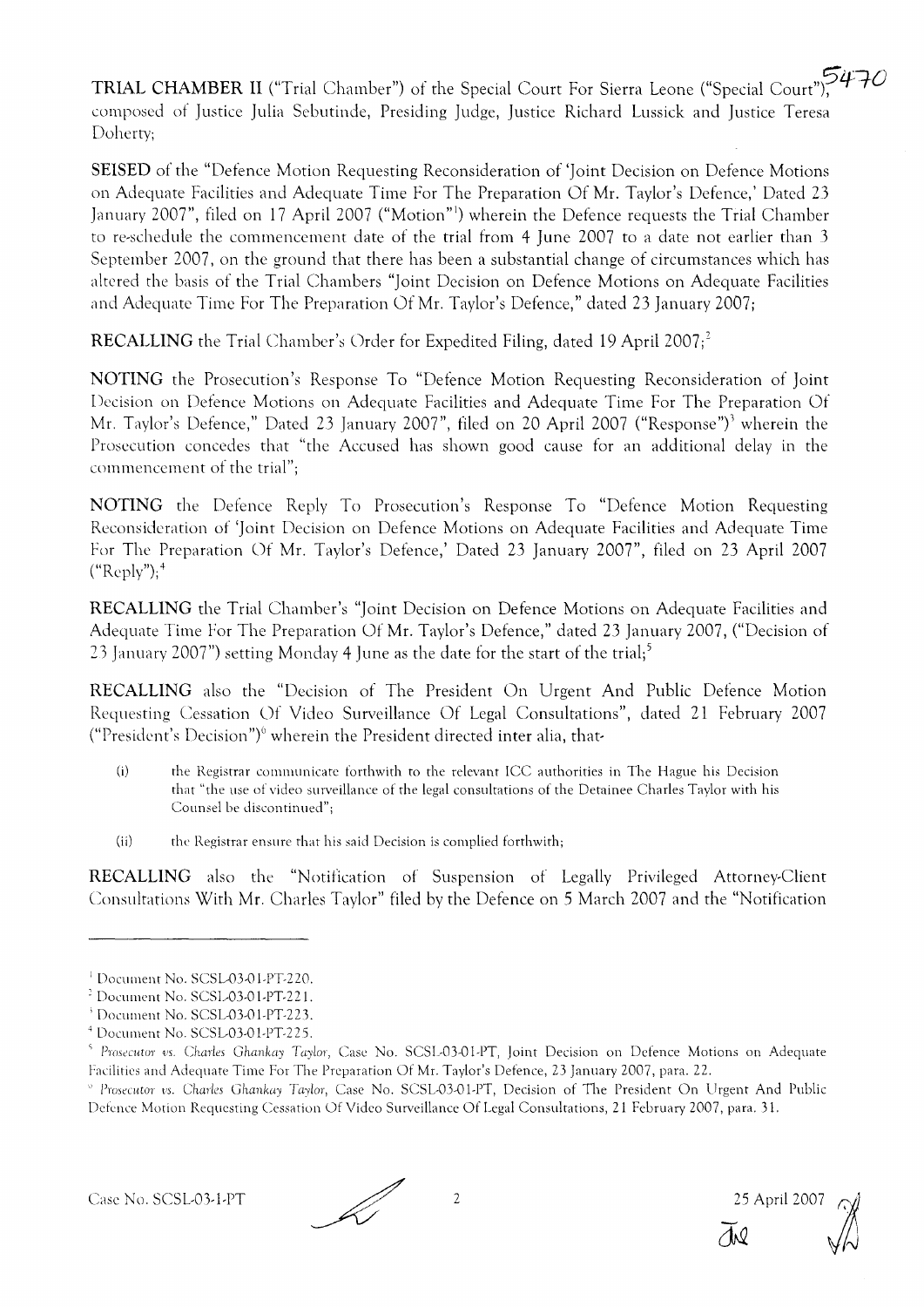**TRIAL CHAMBER II** ("Trial Chamber") of the Special Court For Sierra Leone ("Special Court"), composed of Justice Julia Sebutinde, Presiding Judge, Justice Richard Lussick and Justice Teresa Doherty;

**SEISED** of the "Defence Motion Requesting Reconsideration of 'Joint Decision on Defence Motions on Adequate Facilities and Adequate Time For The Preparation Of Mr. Taylor's Defence,' Dated 23 January 2007", filed on 17 April 2007 ("Motion"[1]) wherein the Defence requests the Trial Chamber to re-schedule the commencement date of the trial from 4 June 2007 to a date not earlier than 3 September 2007, on the ground that there has been a substantial change of circumstances which has altered the basis of the Trial Chambers "Joint Decision on Defence Motions on Adequate Facilities and Adequate Time For The Preparation Of Mr. Taylor's Defence," dated 23 January 2007;

**RECALLING** the Trial Chamber's Order for Expedited Filing, dated 19 April 2007;[2]

**NOTING** the Prosecution's Response To "Defence Motion Requesting Reconsideration of Joint Decision on Defence Motions on Adequate Facilities and Adequate Time For The Preparation Of Mr. Taylor's Defence," Dated 23 January 2007", filed on 20 April 2007 ("Response")[3] wherein the Prosecution concedes that "the Accused has shown good cause for an additional delay in the commencement of the trial";

**NOTING** the Defence Reply To Prosecution's Response To "Defence Motion Requesting Reconsideration of 'Joint Decision on Defence Motions on Adequate Facilities and Adequate Time For The Preparation Of Mr. Taylor's Defence,' Dated 23 January 2007", filed on 23 April 2007 ("Reply");[4]

**RECALLING** the Trial Chamber's "Joint Decision on Defence Motions on Adequate Facilities and Adequate Time For The Preparation Of Mr. Taylor's Defence," dated 23 January 2007, ("Decision of 23 January 2007") setting Monday 4 June as the date for the start of the trial;[5]

**RECALLING** also the "Decision of The President On Urgent And Public Defence Motion Requesting Cessation Of Video Surveillance Of Legal Consultations", dated 21 February 2007 ("President's Decision")[6] wherein the President directed inter alia, that-

(i) the Registrar communicate forthwith to the relevant ICC authorities in The Hague his Decision that "the use of video surveillance of the legal consultations of the Detainee Charles Taylor with his Counsel be discontinued";

(ii) the Registrar ensure that his said Decision is complied forthwith;

**RECALLING** also the "Notification of Suspension of Legally Privileged Attorney-Client Consultations With Mr. Charles Taylor" filed by the Defence on 5 March 2007 and the "Notification

---

[1] Document No. SCSL-03-01-PT-220.

[2] Document No. SCSL-03-01-PT-221.

[3] Document No. SCSL-03-01-PT-223.

[4] Document No. SCSL-03-01-PT-225.

[5] *Prosecutor vs. Charles Ghankay Taylor*, Case No. SCSL-03-01-PT, Joint Decision on Defence Motions on Adequate Facilities and Adequate Time For The Preparation Of Mr. Taylor's Defence, 23 January 2007, para. 22.

[6] *Prosecutor vs. Charles Ghankay Taylor*, Case No. SCSL-03-01-PT, Decision of The President On Urgent And Public Defence Motion Requesting Cessation Of Video Surveillance Of Legal Consultations, 21 February 2007, para. 31.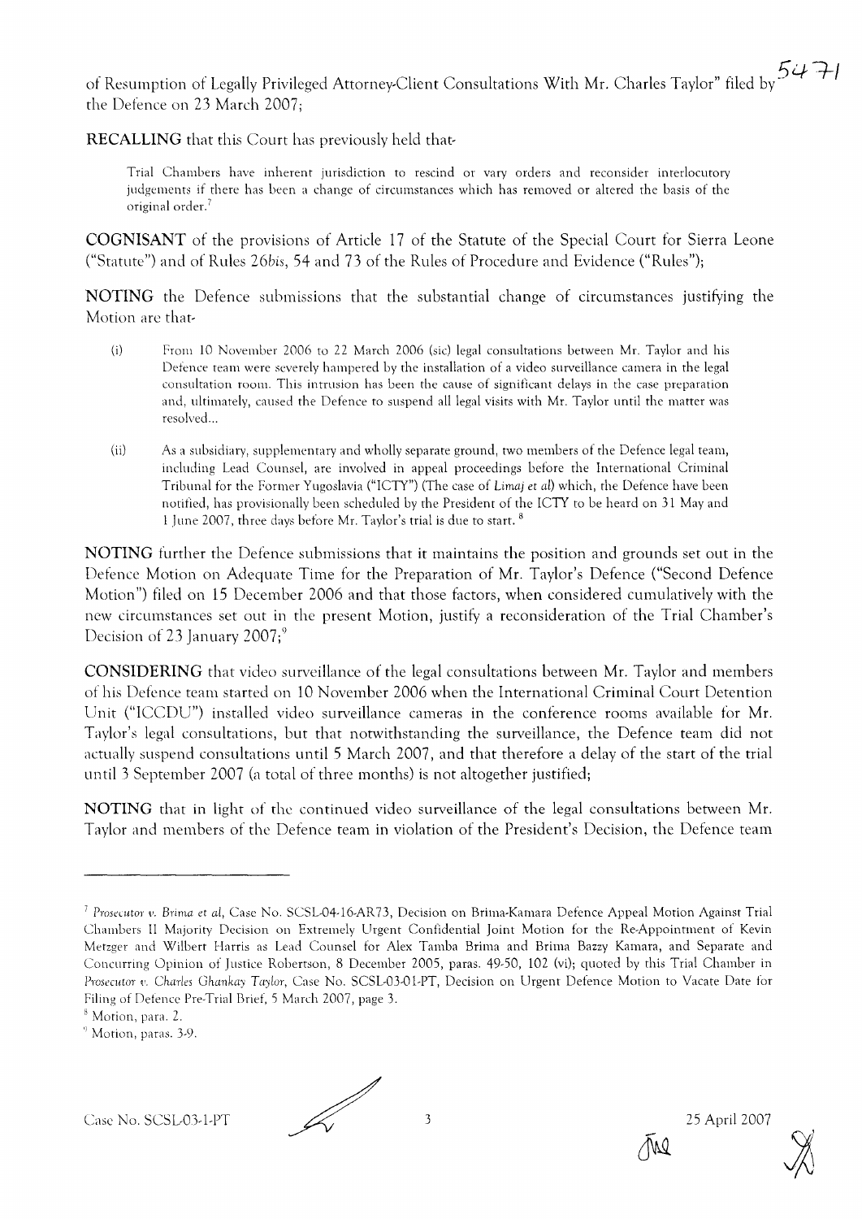of Resumption of Legally Privileged Attorney-Client Consultations With Mr. Charles Taylor" filed by the Defence on 23 March 2007;

**RECALLING** that this Court has previously held that-

> Trial Chambers have inherent jurisdiction to rescind or vary orders and reconsider interlocutory judgements if there has been a change of circumstances which has removed or altered the basis of the original order.[7]

**COGNISANT** of the provisions of Article 17 of the Statute of the Special Court for Sierra Leone ("Statute") and of Rules 26*bis*, 54 and 73 of the Rules of Procedure and Evidence ("Rules");

**NOTING** the Defence submissions that the substantial change of circumstances justifying the Motion are that-

> (i) From 10 November 2006 to 22 March 2006 (sic) legal consultations between Mr. Taylor and his Defence team were severely hampered by the installation of a video surveillance camera in the legal consultation room. This intrusion has been the cause of significant delays in the case preparation and, ultimately, caused the Defence to suspend all legal visits with Mr. Taylor until the matter was resolved...
>
> (ii) As a subsidiary, supplementary and wholly separate ground, two members of the Defence legal team, including Lead Counsel, are involved in appeal proceedings before the International Criminal Tribunal for the Former Yugoslavia ("ICTY") (The case of *Limaj et al*) which, the Defence have been notified, has provisionally been scheduled by the President of the ICTY to be heard on 31 May and 1 June 2007, three days before Mr. Taylor's trial is due to start.[8]

**NOTING** further the Defence submissions that it maintains the position and grounds set out in the Defence Motion on Adequate Time for the Preparation of Mr. Taylor's Defence ("Second Defence Motion") filed on 15 December 2006 and that those factors, when considered cumulatively with the new circumstances set out in the present Motion, justify a reconsideration of the Trial Chamber's Decision of 23 January 2007;[9]

**CONSIDERING** that video surveillance of the legal consultations between Mr. Taylor and members of his Defence team started on 10 November 2006 when the International Criminal Court Detention Unit ("ICCDU") installed video surveillance cameras in the conference rooms available for Mr. Taylor's legal consultations, but that notwithstanding the surveillance, the Defence team did not actually suspend consultations until 5 March 2007, and that therefore a delay of the start of the trial until 3 September 2007 (a total of three months) is not altogether justified;

**NOTING** that in light of the continued video surveillance of the legal consultations between Mr. Taylor and members of the Defence team in violation of the President's Decision, the Defence team

---

[7] *Prosecutor v. Brima et al*, Case No. SCSL-04-16-AR73, Decision on Brima-Kamara Defence Appeal Motion Against Trial Chambers II Majority Decision on Extremely Urgent Confidential Joint Motion for the Re-Appointment of Kevin Metzger and Wilbert Harris as Lead Counsel for Alex Tamba Brima and Brima Bazzy Kamara, and Separate and Concurring Opinion of Justice Robertson, 8 December 2005, paras. 49-50, 102 (vi); quoted by this Trial Chamber in *Prosecutor v. Charles Ghankay Taylor*, Case No. SCSL-03-01-PT, Decision on Urgent Defence Motion to Vacate Date for Filing of Defence Pre-Trial Brief, 5 March 2007, page 3.

[8] Motion, para. 2.

[9] Motion, paras. 3-9.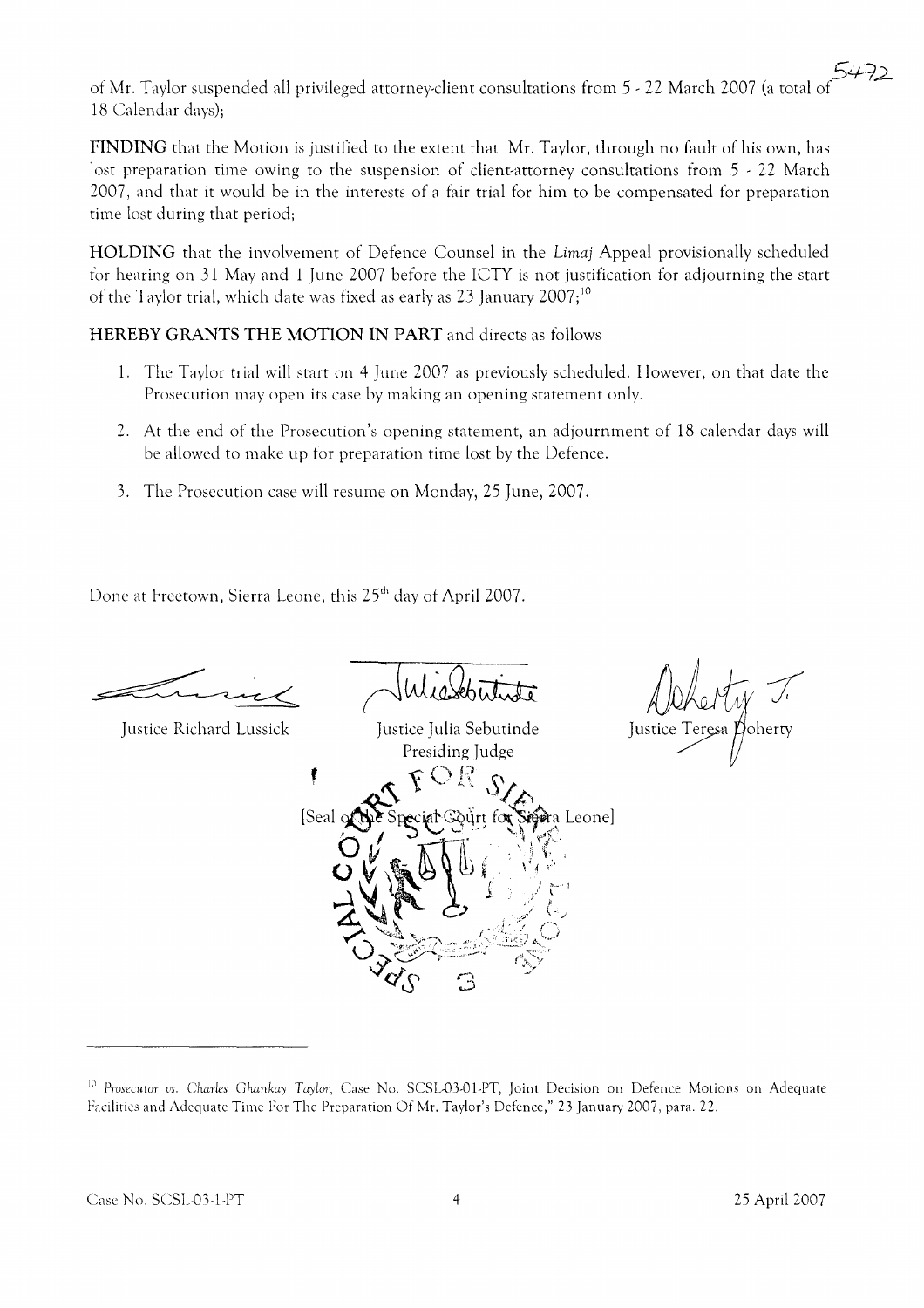of Mr. Taylor suspended all privileged attorney-client consultations from 5 - 22 March 2007 (a total of 18 Calendar days);

**FINDING** that the Motion is justified to the extent that Mr. Taylor, through no fault of his own, has lost preparation time owing to the suspension of client-attorney consultations from 5 - 22 March 2007, and that it would be in the interests of a fair trial for him to be compensated for preparation time lost during that period;

**HOLDING** that the involvement of Defence Counsel in the *Limaj* Appeal provisionally scheduled for hearing on 31 May and 1 June 2007 before the ICTY is not justification for adjourning the start of the Taylor trial, which date was fixed as early as 23 January 2007;[10]

**HEREBY GRANTS THE MOTION IN PART** and directs as follows

1. The Taylor trial will start on 4 June 2007 as previously scheduled. However, on that date the Prosecution may open its case by making an opening statement only.
2. At the end of the Prosecution's opening statement, an adjournment of 18 calendar days will be allowed to make up for preparation time lost by the Defence.
3. The Prosecution case will resume on Monday, 25 June, 2007.

Done at Freetown, Sierra Leone, this 25th day of April 2007.

Justice Richard Lussick

Justice Julia Sebutinde
Presiding Judge

Justice Teresa Doherty

[Seal of the Special Court for Sierra Leone]

---

[10] *Prosecutor vs. Charles Ghankay Taylor*, Case No. SCSL-03-01-PT, Joint Decision on Defence Motions on Adequate Facilities and Adequate Time For The Preparation Of Mr. Taylor's Defence," 23 January 2007, para. 22.